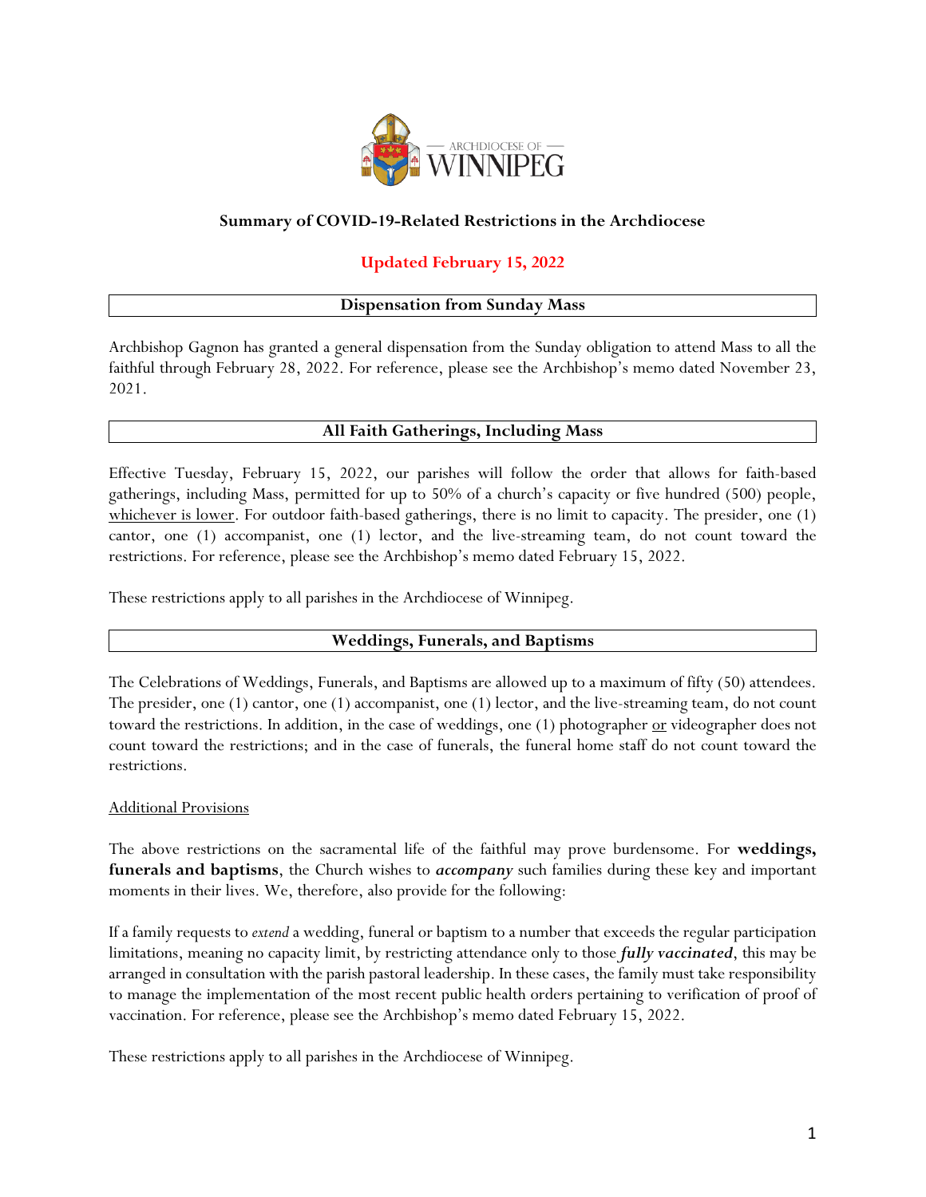ARCHDIOCESE OF WINNIPEG

# Summary of COVID-19-Related Restrictions in the Archdiocese

**Updated February 15, 2022**

## Dispensation from Sunday Mass

Archbishop Gagnon has granted a general dispensation from the Sunday obligation to attend Mass to all the faithful through February 28, 2022. For reference, please see the Archbishop's memo dated November 23, 2021.

## All Faith Gatherings, Including Mass

Effective Tuesday, February 15, 2022, our parishes will follow the order that allows for faith-based gatherings, including Mass, permitted for up to 50% of a church's capacity or five hundred (500) people, whichever is lower. For outdoor faith-based gatherings, there is no limit to capacity. The presider, one (1) cantor, one (1) accompanist, one (1) lector, and the live-streaming team, do not count toward the restrictions. For reference, please see the Archbishop's memo dated February 15, 2022.

These restrictions apply to all parishes in the Archdiocese of Winnipeg.

## Weddings, Funerals, and Baptisms

The Celebrations of Weddings, Funerals, and Baptisms are allowed up to a maximum of fifty (50) attendees. The presider, one (1) cantor, one (1) accompanist, one (1) lector, and the live-streaming team, do not count toward the restrictions. In addition, in the case of weddings, one (1) photographer or videographer does not count toward the restrictions; and in the case of funerals, the funeral home staff do not count toward the restrictions.

Additional Provisions

The above restrictions on the sacramental life of the faithful may prove burdensome. For **weddings, funerals and baptisms**, the Church wishes to ***accompany*** such families during these key and important moments in their lives. We, therefore, also provide for the following:

If a family requests to *extend* a wedding, funeral or baptism to a number that exceeds the regular participation limitations, meaning no capacity limit, by restricting attendance only to those ***fully vaccinated***, this may be arranged in consultation with the parish pastoral leadership. In these cases, the family must take responsibility to manage the implementation of the most recent public health orders pertaining to verification of proof of vaccination. For reference, please see the Archbishop's memo dated February 15, 2022.

These restrictions apply to all parishes in the Archdiocese of Winnipeg.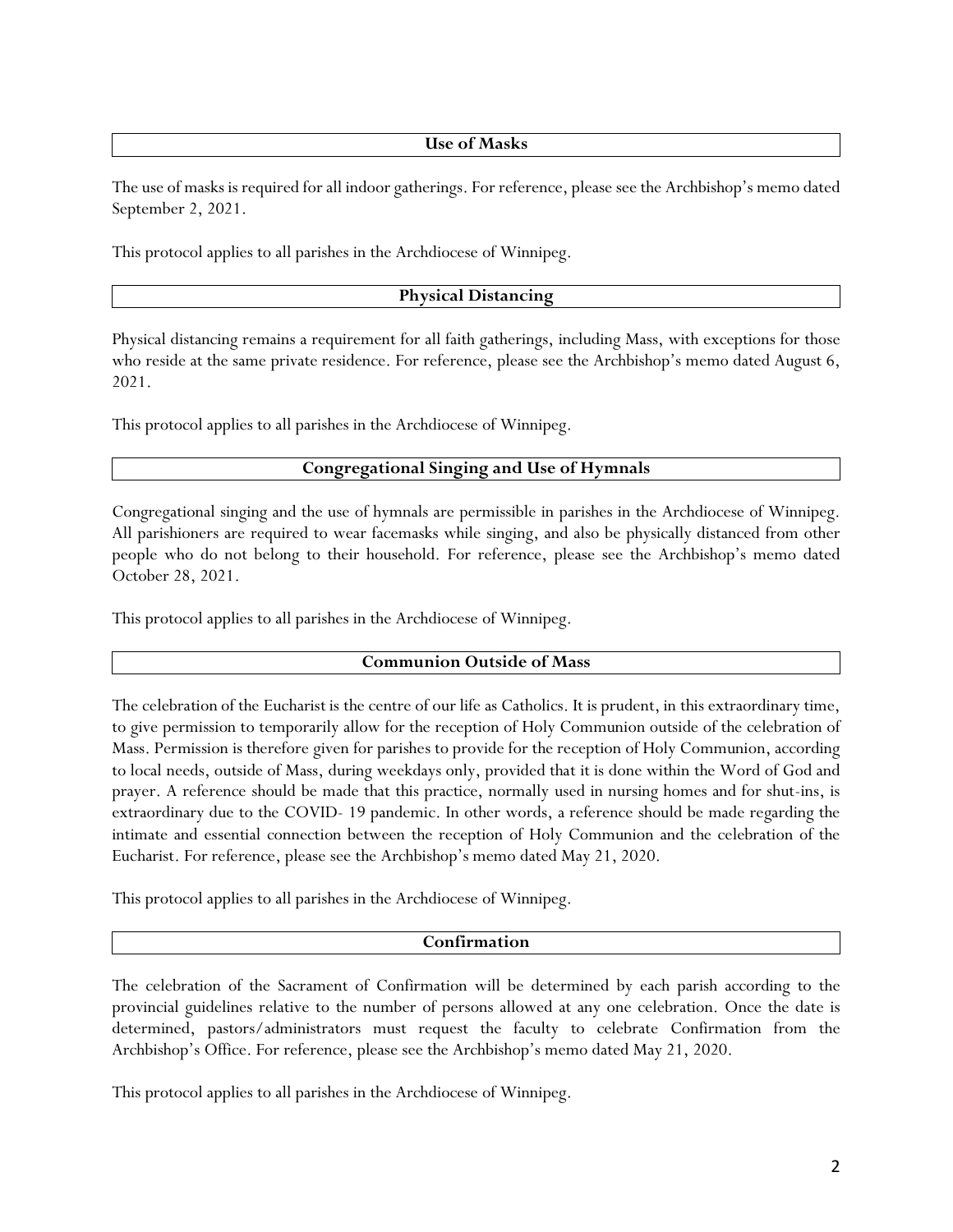## Use of Masks

The use of masks is required for all indoor gatherings. For reference, please see the Archbishop's memo dated September 2, 2021.

This protocol applies to all parishes in the Archdiocese of Winnipeg.

## Physical Distancing

Physical distancing remains a requirement for all faith gatherings, including Mass, with exceptions for those who reside at the same private residence. For reference, please see the Archbishop's memo dated August 6, 2021.

This protocol applies to all parishes in the Archdiocese of Winnipeg.

## Congregational Singing and Use of Hymnals

Congregational singing and the use of hymnals are permissible in parishes in the Archdiocese of Winnipeg. All parishioners are required to wear facemasks while singing, and also be physically distanced from other people who do not belong to their household. For reference, please see the Archbishop's memo dated October 28, 2021.

This protocol applies to all parishes in the Archdiocese of Winnipeg.

## Communion Outside of Mass

The celebration of the Eucharist is the centre of our life as Catholics. It is prudent, in this extraordinary time, to give permission to temporarily allow for the reception of Holy Communion outside of the celebration of Mass. Permission is therefore given for parishes to provide for the reception of Holy Communion, according to local needs, outside of Mass, during weekdays only, provided that it is done within the Word of God and prayer. A reference should be made that this practice, normally used in nursing homes and for shut-ins, is extraordinary due to the COVID- 19 pandemic. In other words, a reference should be made regarding the intimate and essential connection between the reception of Holy Communion and the celebration of the Eucharist. For reference, please see the Archbishop's memo dated May 21, 2020.

This protocol applies to all parishes in the Archdiocese of Winnipeg.

## Confirmation

The celebration of the Sacrament of Confirmation will be determined by each parish according to the provincial guidelines relative to the number of persons allowed at any one celebration. Once the date is determined, pastors/administrators must request the faculty to celebrate Confirmation from the Archbishop's Office. For reference, please see the Archbishop's memo dated May 21, 2020.

This protocol applies to all parishes in the Archdiocese of Winnipeg.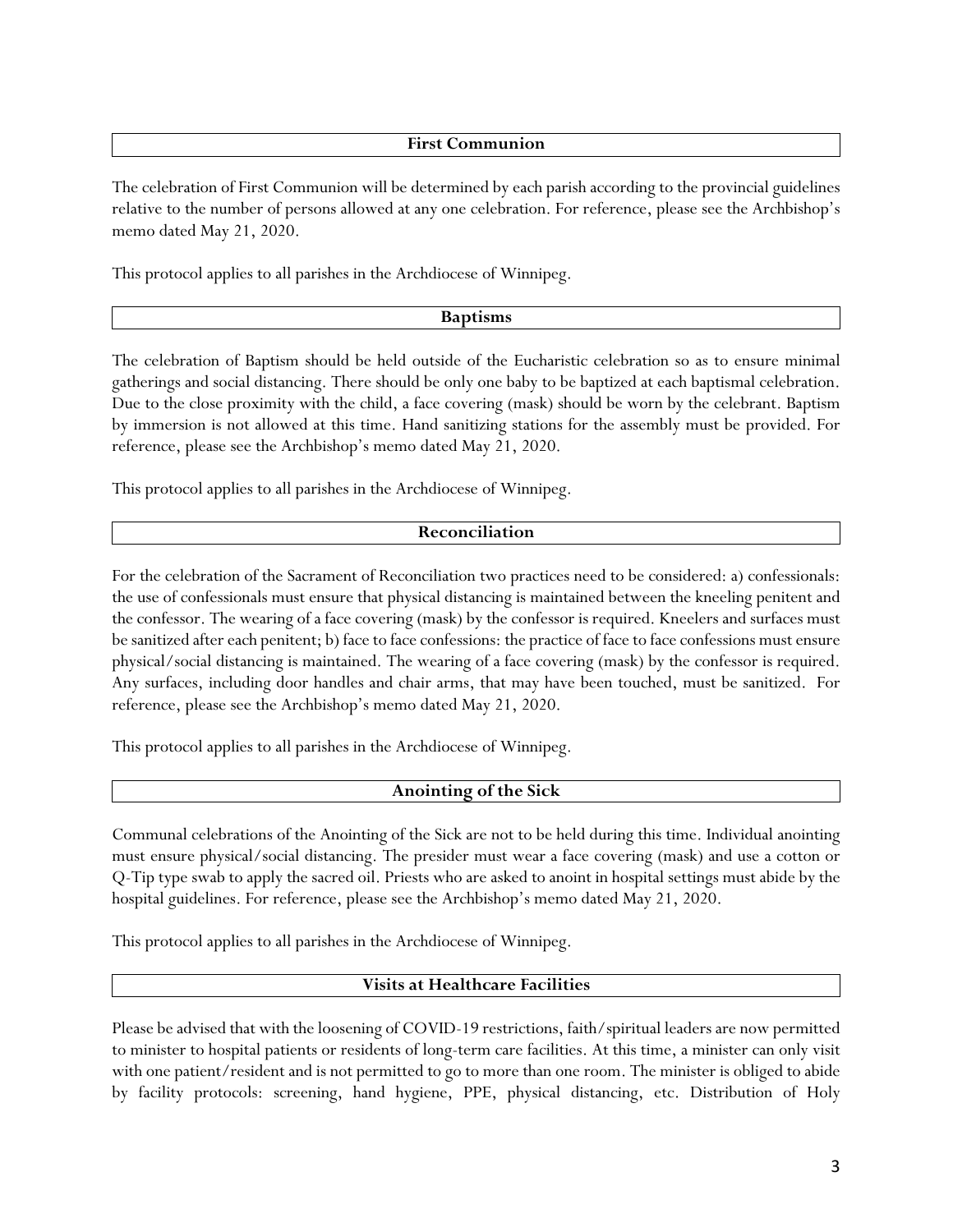## First Communion

The celebration of First Communion will be determined by each parish according to the provincial guidelines relative to the number of persons allowed at any one celebration. For reference, please see the Archbishop's memo dated May 21, 2020.

This protocol applies to all parishes in the Archdiocese of Winnipeg.

## Baptisms

The celebration of Baptism should be held outside of the Eucharistic celebration so as to ensure minimal gatherings and social distancing. There should be only one baby to be baptized at each baptismal celebration. Due to the close proximity with the child, a face covering (mask) should be worn by the celebrant. Baptism by immersion is not allowed at this time. Hand sanitizing stations for the assembly must be provided. For reference, please see the Archbishop's memo dated May 21, 2020.

This protocol applies to all parishes in the Archdiocese of Winnipeg.

## Reconciliation

For the celebration of the Sacrament of Reconciliation two practices need to be considered: a) confessionals: the use of confessionals must ensure that physical distancing is maintained between the kneeling penitent and the confessor. The wearing of a face covering (mask) by the confessor is required. Kneelers and surfaces must be sanitized after each penitent; b) face to face confessions: the practice of face to face confessions must ensure physical/social distancing is maintained. The wearing of a face covering (mask) by the confessor is required. Any surfaces, including door handles and chair arms, that may have been touched, must be sanitized. For reference, please see the Archbishop's memo dated May 21, 2020.

This protocol applies to all parishes in the Archdiocese of Winnipeg.

## Anointing of the Sick

Communal celebrations of the Anointing of the Sick are not to be held during this time. Individual anointing must ensure physical/social distancing. The presider must wear a face covering (mask) and use a cotton or Q-Tip type swab to apply the sacred oil. Priests who are asked to anoint in hospital settings must abide by the hospital guidelines. For reference, please see the Archbishop's memo dated May 21, 2020.

This protocol applies to all parishes in the Archdiocese of Winnipeg.

## Visits at Healthcare Facilities

Please be advised that with the loosening of COVID-19 restrictions, faith/spiritual leaders are now permitted to minister to hospital patients or residents of long-term care facilities. At this time, a minister can only visit with one patient/resident and is not permitted to go to more than one room. The minister is obliged to abide by facility protocols: screening, hand hygiene, PPE, physical distancing, etc. Distribution of Holy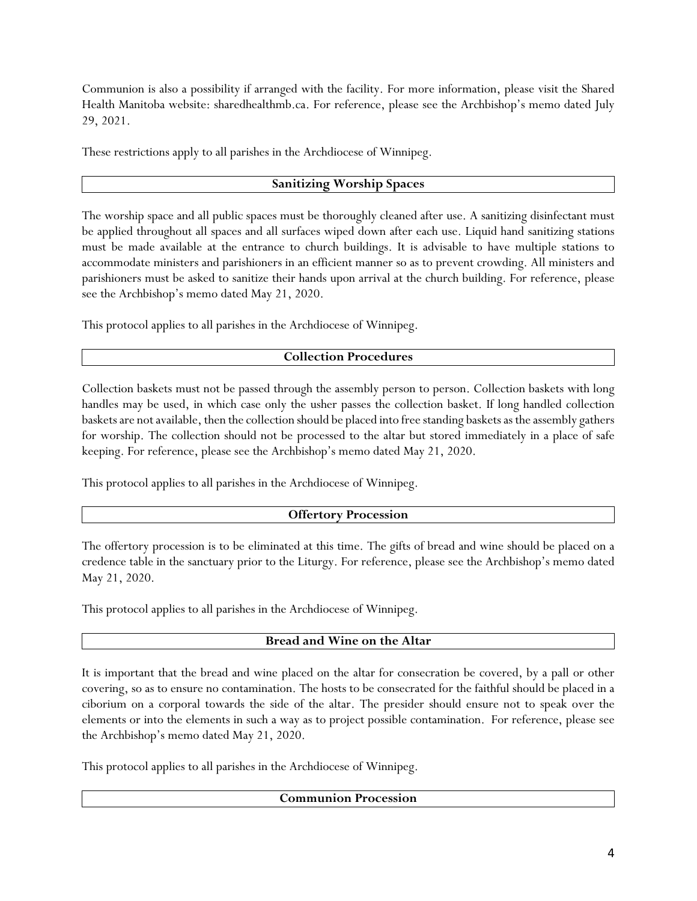Communion is also a possibility if arranged with the facility. For more information, please visit the Shared Health Manitoba website: sharedhealthmb.ca. For reference, please see the Archbishop's memo dated July 29, 2021.

These restrictions apply to all parishes in the Archdiocese of Winnipeg.

## Sanitizing Worship Spaces

The worship space and all public spaces must be thoroughly cleaned after use. A sanitizing disinfectant must be applied throughout all spaces and all surfaces wiped down after each use. Liquid hand sanitizing stations must be made available at the entrance to church buildings. It is advisable to have multiple stations to accommodate ministers and parishioners in an efficient manner so as to prevent crowding. All ministers and parishioners must be asked to sanitize their hands upon arrival at the church building. For reference, please see the Archbishop's memo dated May 21, 2020.

This protocol applies to all parishes in the Archdiocese of Winnipeg.

## Collection Procedures

Collection baskets must not be passed through the assembly person to person. Collection baskets with long handles may be used, in which case only the usher passes the collection basket. If long handled collection baskets are not available, then the collection should be placed into free standing baskets as the assembly gathers for worship. The collection should not be processed to the altar but stored immediately in a place of safe keeping. For reference, please see the Archbishop's memo dated May 21, 2020.

This protocol applies to all parishes in the Archdiocese of Winnipeg.

## Offertory Procession

The offertory procession is to be eliminated at this time. The gifts of bread and wine should be placed on a credence table in the sanctuary prior to the Liturgy. For reference, please see the Archbishop's memo dated May 21, 2020.

This protocol applies to all parishes in the Archdiocese of Winnipeg.

## Bread and Wine on the Altar

It is important that the bread and wine placed on the altar for consecration be covered, by a pall or other covering, so as to ensure no contamination. The hosts to be consecrated for the faithful should be placed in a ciborium on a corporal towards the side of the altar. The presider should ensure not to speak over the elements or into the elements in such a way as to project possible contamination. For reference, please see the Archbishop's memo dated May 21, 2020.

This protocol applies to all parishes in the Archdiocese of Winnipeg.

## Communion Procession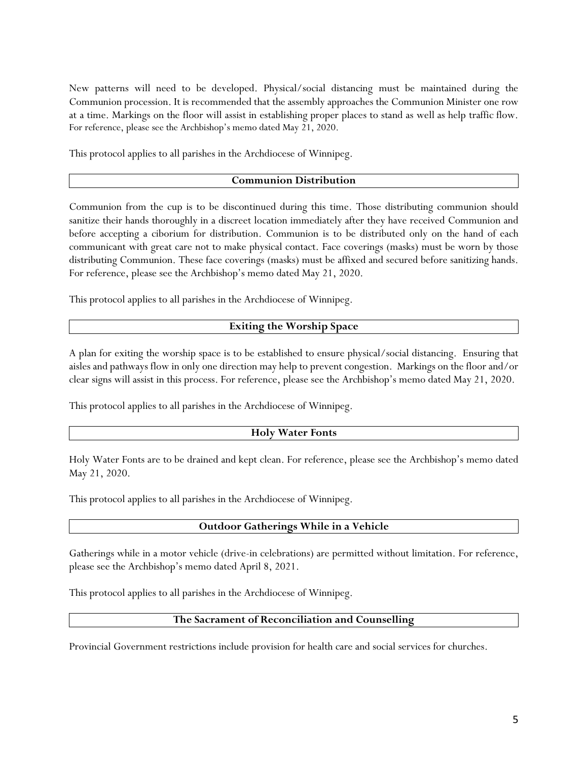New patterns will need to be developed. Physical/social distancing must be maintained during the Communion procession. It is recommended that the assembly approaches the Communion Minister one row at a time. Markings on the floor will assist in establishing proper places to stand as well as help traffic flow. For reference, please see the Archbishop's memo dated May 21, 2020.

This protocol applies to all parishes in the Archdiocese of Winnipeg.

## Communion Distribution

Communion from the cup is to be discontinued during this time. Those distributing communion should sanitize their hands thoroughly in a discreet location immediately after they have received Communion and before accepting a ciborium for distribution. Communion is to be distributed only on the hand of each communicant with great care not to make physical contact. Face coverings (masks) must be worn by those distributing Communion. These face coverings (masks) must be affixed and secured before sanitizing hands. For reference, please see the Archbishop's memo dated May 21, 2020.

This protocol applies to all parishes in the Archdiocese of Winnipeg.

## Exiting the Worship Space

A plan for exiting the worship space is to be established to ensure physical/social distancing. Ensuring that aisles and pathways flow in only one direction may help to prevent congestion. Markings on the floor and/or clear signs will assist in this process. For reference, please see the Archbishop's memo dated May 21, 2020.

This protocol applies to all parishes in the Archdiocese of Winnipeg.

## Holy Water Fonts

Holy Water Fonts are to be drained and kept clean. For reference, please see the Archbishop's memo dated May 21, 2020.

This protocol applies to all parishes in the Archdiocese of Winnipeg.

## Outdoor Gatherings While in a Vehicle

Gatherings while in a motor vehicle (drive-in celebrations) are permitted without limitation. For reference, please see the Archbishop's memo dated April 8, 2021.

This protocol applies to all parishes in the Archdiocese of Winnipeg.

## The Sacrament of Reconciliation and Counselling

Provincial Government restrictions include provision for health care and social services for churches.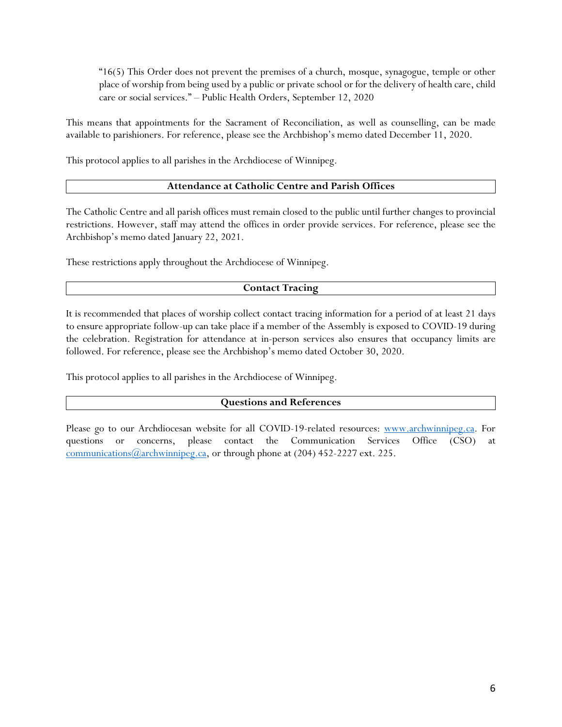> "16(5) This Order does not prevent the premises of a church, mosque, synagogue, temple or other place of worship from being used by a public or private school or for the delivery of health care, child care or social services." – Public Health Orders, September 12, 2020

This means that appointments for the Sacrament of Reconciliation, as well as counselling, can be made available to parishioners. For reference, please see the Archbishop's memo dated December 11, 2020.

This protocol applies to all parishes in the Archdiocese of Winnipeg.

## Attendance at Catholic Centre and Parish Offices

The Catholic Centre and all parish offices must remain closed to the public until further changes to provincial restrictions. However, staff may attend the offices in order provide services. For reference, please see the Archbishop's memo dated January 22, 2021.

These restrictions apply throughout the Archdiocese of Winnipeg.

## Contact Tracing

It is recommended that places of worship collect contact tracing information for a period of at least 21 days to ensure appropriate follow-up can take place if a member of the Assembly is exposed to COVID-19 during the celebration. Registration for attendance at in-person services also ensures that occupancy limits are followed. For reference, please see the Archbishop's memo dated October 30, 2020.

This protocol applies to all parishes in the Archdiocese of Winnipeg.

## Questions and References

Please go to our Archdiocesan website for all COVID-19-related resources: [www.archwinnipeg.ca](http://www.archwinnipeg.ca). For questions or concerns, please contact the Communication Services Office (CSO) at [communications@archwinnipeg.ca](mailto:communications@archwinnipeg.ca), or through phone at (204) 452-2227 ext. 225.